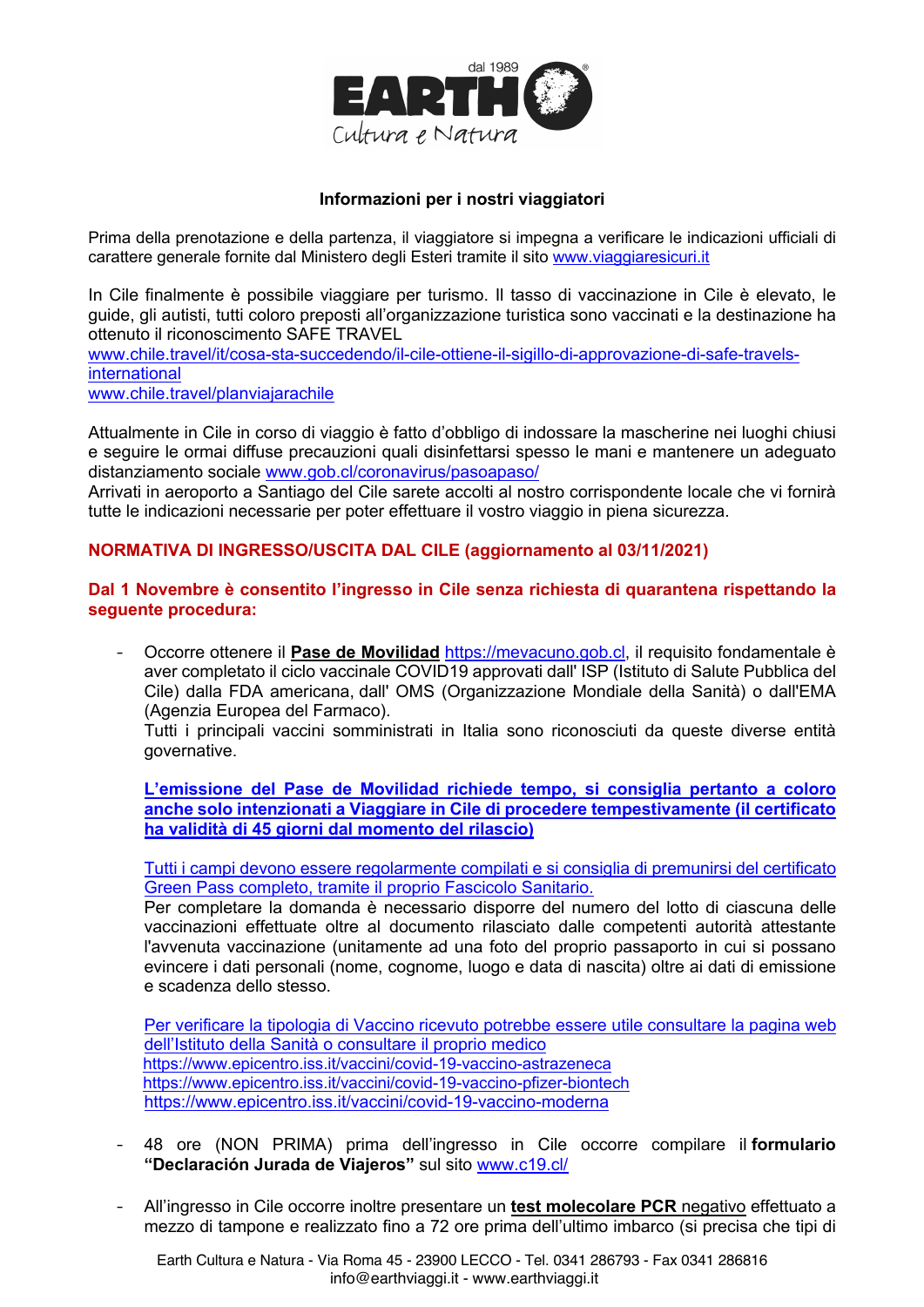**Informazioni per i nostri viaggiatori**

Prima della prenotazione e della partenza, il viaggiatore si impegna a verificare le indicazioni ufficiali di carattere generale fornite dal Ministero degli Esteri tramite il sito www.viaggiaresicuri.it

In Cile finalmente è possibile viaggiare per turismo. Il tasso di vaccinazione in Cile è elevato, le guide, gli autisti, tutti coloro preposti all'organizzazione turistica sono vaccinati e la destinazione ha ottenuto il riconoscimento SAFE TRAVEL
www.chile.travel/it/cosa-sta-succedendo/il-cile-ottiene-il-sigillo-di-approvazione-di-safe-travels-international
www.chile.travel/planviajarachile

Attualmente in Cile in corso di viaggio è fatto d'obbligo di indossare la mascherine nei luoghi chiusi e seguire le ormai diffuse precauzioni quali disinfettarsi spesso le mani e mantenere un adeguato distanziamento sociale www.gob.cl/coronavirus/pasoapaso/
Arrivati in aeroporto a Santiago del Cile sarete accolti al nostro corrispondente locale che vi fornirà tutte le indicazioni necessarie per poter effettuare il vostro viaggio in piena sicurezza.

**NORMATIVA DI INGRESSO/USCITA DAL CILE (aggiornamento al 03/11/2021)**

**Dal 1 Novembre è consentito l'ingresso in Cile senza richiesta di quarantena rispettando la seguente procedura:**

- Occorre ottenere il **Pase de Movilidad** https://mevacuno.gob.cl, il requisito fondamentale è aver completato il ciclo vaccinale COVID19 approvati dall' ISP (Istituto di Salute Pubblica del Cile) dalla FDA americana, dall' OMS (Organizzazione Mondiale della Sanità) o dall'EMA (Agenzia Europea del Farmaco).
  Tutti i principali vaccini somministrati in Italia sono riconosciuti da queste diverse entità governative.

  **L'emissione del Pase de Movilidad richiede tempo, si consiglia pertanto a coloro anche solo intenzionati a Viaggiare in Cile di procedere tempestivamente (il certificato ha validità di 45 giorni dal momento del rilascio)**

  Tutti i campi devono essere regolarmente compilati e si consiglia di premunirsi del certificato Green Pass completo, tramite il proprio Fascicolo Sanitario.
  Per completare la domanda è necessario disporre del numero del lotto di ciascuna delle vaccinazioni effettuate oltre al documento rilasciato dalle competenti autorità attestante l'avvenuta vaccinazione (unitamente ad una foto del proprio passaporto in cui si possano evincere i dati personali (nome, cognome, luogo e data di nascita) oltre ai dati di emissione e scadenza dello stesso.

  Per verificare la tipologia di Vaccino ricevuto potrebbe essere utile consultare la pagina web dell'Istituto della Sanità o consultare il proprio medico
  https://www.epicentro.iss.it/vaccini/covid-19-vaccino-astrazeneca
  https://www.epicentro.iss.it/vaccini/covid-19-vaccino-pfizer-biontech
  https://www.epicentro.iss.it/vaccini/covid-19-vaccino-moderna

- 48 ore (NON PRIMA) prima dell'ingresso in Cile occorre compilare il **formulario "Declaración Jurada de Viajeros"** sul sito www.c19.cl/

- All'ingresso in Cile occorre inoltre presentare un **test molecolare PCR** negativo effettuato a mezzo di tampone e realizzato fino a 72 ore prima dell'ultimo imbarco (si precisa che tipi di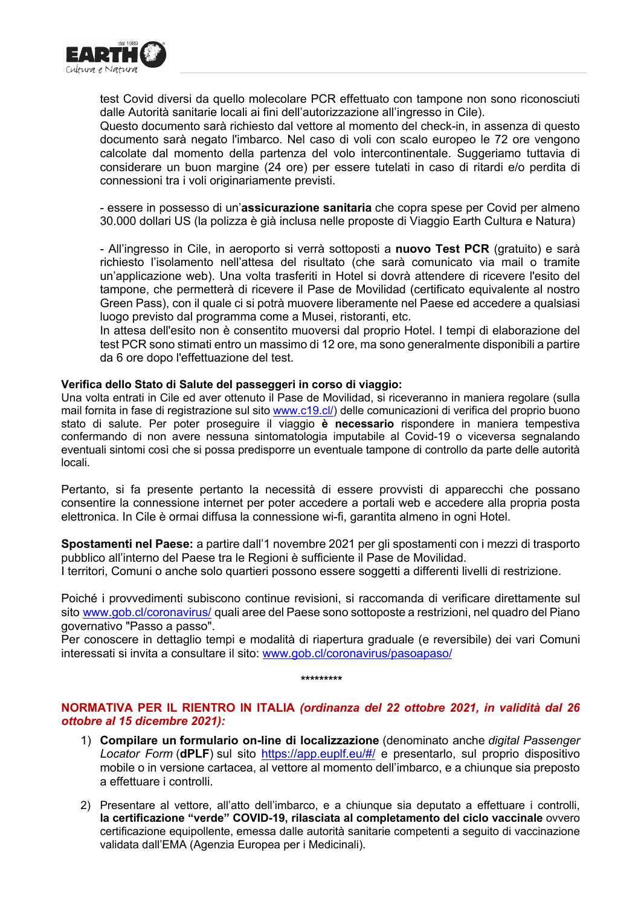test Covid diversi da quello molecolare PCR effettuato con tampone non sono riconosciuti dalle Autorità sanitarie locali ai fini dell'autorizzazione all'ingresso in Cile).
Questo documento sarà richiesto dal vettore al momento del check-in, in assenza di questo documento sarà negato l'imbarco. Nel caso di voli con scalo europeo le 72 ore vengono calcolate dal momento della partenza del volo intercontinentale. Suggeriamo tuttavia di considerare un buon margine (24 ore) per essere tutelati in caso di ritardi e/o perdita di connessioni tra i voli originariamente previsti.

- essere in possesso di un'**assicurazione sanitaria** che copra spese per Covid per almeno 30.000 dollari US (la polizza è già inclusa nelle proposte di Viaggio Earth Cultura e Natura)

- All'ingresso in Cile, in aeroporto si verrà sottoposti a **nuovo Test PCR** (gratuito) e sarà richiesto l'isolamento nell'attesa del risultato (che sarà comunicato via mail o tramite un'applicazione web). Una volta trasferiti in Hotel si dovrà attendere di ricevere l'esito del tampone, che permetterà di ricevere il Pase de Movilidad (certificato equivalente al nostro Green Pass), con il quale ci si potrà muovere liberamente nel Paese ed accedere a qualsiasi luogo previsto dal programma come a Musei, ristoranti, etc.
In attesa dell'esito non è consentito muoversi dal proprio Hotel. I tempi di elaborazione del test PCR sono stimati entro un massimo di 12 ore, ma sono generalmente disponibili a partire da 6 ore dopo l'effettuazione del test.

**Verifica dello Stato di Salute del passeggeri in corso di viaggio:**
Una volta entrati in Cile ed aver ottenuto il Pase de Movilidad, si riceveranno in maniera regolare (sulla mail fornita in fase di registrazione sul sito www.c19.cl/) delle comunicazioni di verifica del proprio buono stato di salute. Per poter proseguire il viaggio **è necessario** rispondere in maniera tempestiva confermando di non avere nessuna sintomatologia imputabile al Covid-19 o viceversa segnalando eventuali sintomi così che si possa predisporre un eventuale tampone di controllo da parte delle autorità locali.

Pertanto, si fa presente pertanto la necessità di essere provvisti di apparecchi che possano consentire la connessione internet per poter accedere a portali web e accedere alla propria posta elettronica. In Cile è ormai diffusa la connessione wi-fi, garantita almeno in ogni Hotel.

**Spostamenti nel Paese:** a partire dall'1 novembre 2021 per gli spostamenti con i mezzi di trasporto pubblico all'interno del Paese tra le Regioni è sufficiente il Pase de Movilidad.
I territori, Comuni o anche solo quartieri possono essere soggetti a differenti livelli di restrizione.

Poiché i provvedimenti subiscono continue revisioni, si raccomanda di verificare direttamente sul sito www.gob.cl/coronavirus/ quali aree del Paese sono sottoposte a restrizioni, nel quadro del Piano governativo "Passo a passo".
Per conoscere in dettaglio tempi e modalità di riapertura graduale (e reversibile) dei vari Comuni interessati si invita a consultare il sito: www.gob.cl/coronavirus/pasoapaso/

*********

**NORMATIVA PER IL RIENTRO IN ITALIA** ***(ordinanza del 22 ottobre 2021, in validità dal 26 ottobre al 15 dicembre 2021):***

1) **Compilare un formulario on-line di localizzazione** (denominato anche *digital Passenger Locator Form* (**dPLF**) sul sito https://app.euplf.eu/#/ e presentarlo, sul proprio dispositivo mobile o in versione cartacea, al vettore al momento dell'imbarco, e a chiunque sia preposto a effettuare i controlli.

2) Presentare al vettore, all'atto dell'imbarco, e a chiunque sia deputato a effettuare i controlli, **la certificazione "verde" COVID-19, rilasciata al completamento del ciclo vaccinale** ovvero certificazione equipollente, emessa dalle autorità sanitarie competenti a seguito di vaccinazione validata dall'EMA (Agenzia Europea per i Medicinali).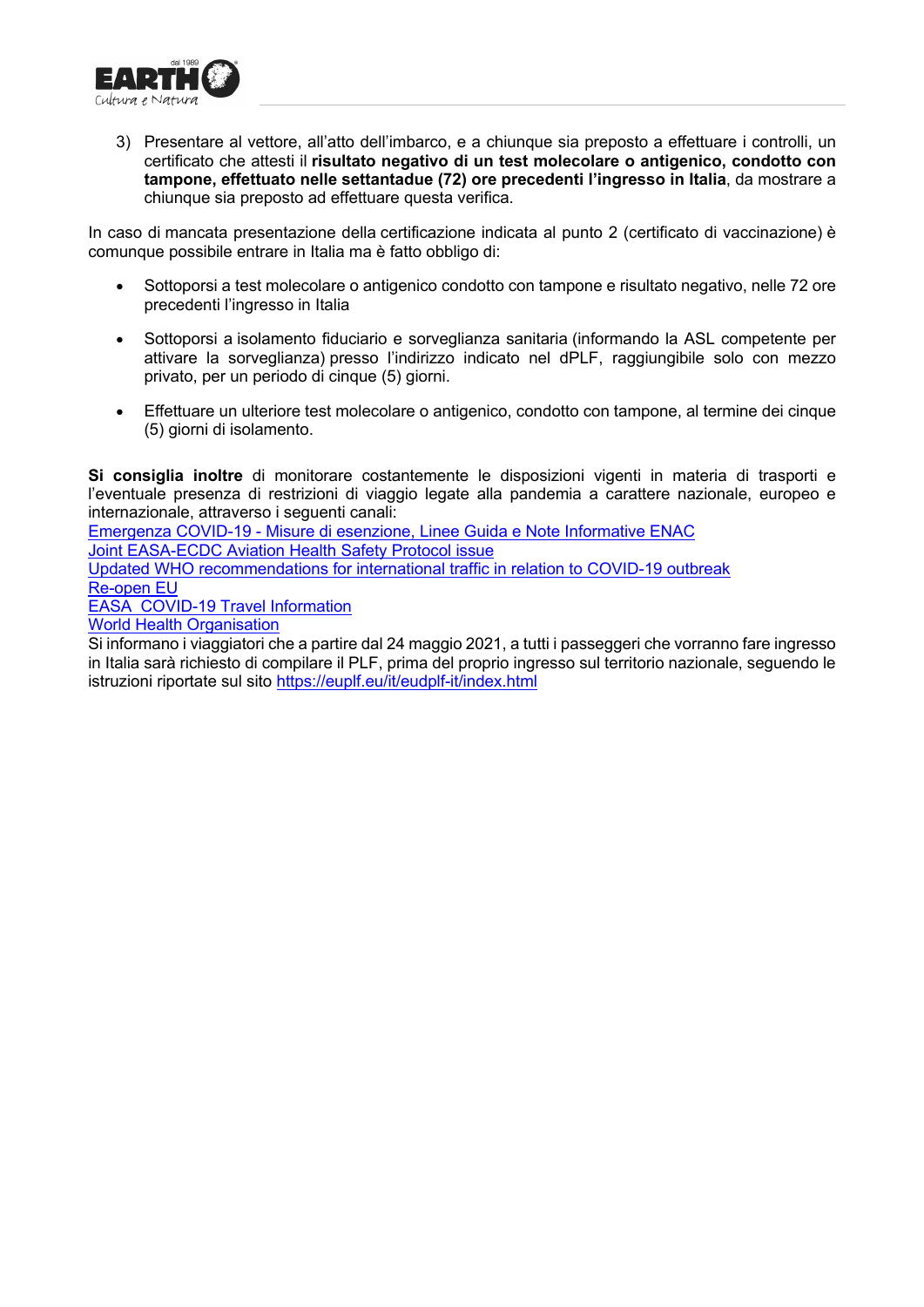3) Presentare al vettore, all'atto dell'imbarco, e a chiunque sia preposto a effettuare i controlli, un certificato che attesti il **risultato negativo di un test molecolare o antigenico, condotto con tampone, effettuato nelle settantadue (72) ore precedenti l'ingresso in Italia**, da mostrare a chiunque sia preposto ad effettuare questa verifica.

In caso di mancata presentazione della certificazione indicata al punto 2 (certificato di vaccinazione) è comunque possibile entrare in Italia ma è fatto obbligo di:

- Sottoporsi a test molecolare o antigenico condotto con tampone e risultato negativo, nelle 72 ore precedenti l'ingresso in Italia
- Sottoporsi a isolamento fiduciario e sorveglianza sanitaria (informando la ASL competente per attivare la sorveglianza) presso l'indirizzo indicato nel dPLF, raggiungibile solo con mezzo privato, per un periodo di cinque (5) giorni.
- Effettuare un ulteriore test molecolare o antigenico, condotto con tampone, al termine dei cinque (5) giorni di isolamento.

**Si consiglia inoltre** di monitorare costantemente le disposizioni vigenti in materia di trasporti e l'eventuale presenza di restrizioni di viaggio legate alla pandemia a carattere nazionale, europeo e internazionale, attraverso i seguenti canali:
Emergenza COVID-19 - Misure di esenzione, Linee Guida e Note Informative ENAC
Joint EASA-ECDC Aviation Health Safety Protocol issue
Updated WHO recommendations for international traffic in relation to COVID-19 outbreak
Re-open EU
EASA COVID-19 Travel Information
World Health Organisation
Si informano i viaggiatori che a partire dal 24 maggio 2021, a tutti i passeggeri che vorranno fare ingresso in Italia sarà richiesto di compilare il PLF, prima del proprio ingresso sul territorio nazionale, seguendo le istruzioni riportate sul sito https://euplf.eu/it/eudplf-it/index.html